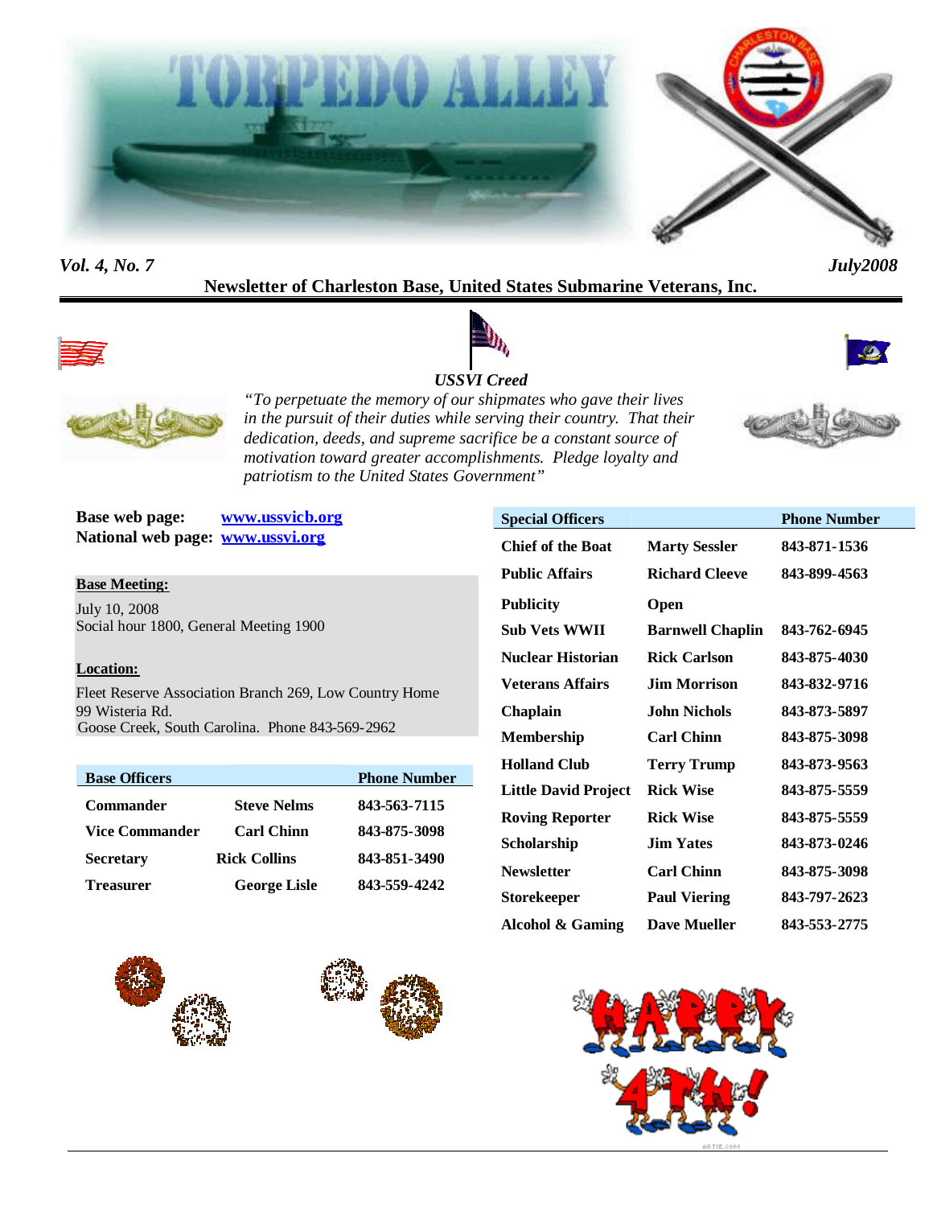# TORPEDO ALLEY

*Vol. 4, No. 7* *July2008*

**Newsletter of Charleston Base, United States Submarine Veterans, Inc.**

***USSVI Creed***

*"To perpetuate the memory of our shipmates who gave their lives in the pursuit of their duties while serving their country. That their dedication, deeds, and supreme sacrifice be a constant source of motivation toward greater accomplishments. Pledge loyalty and patriotism to the United States Government"*

**Base web page:** www.ussvicb.org
**National web page:** www.ussvi.org

**Base Meeting:**

July 10, 2008
Social hour 1800, General Meeting 1900

**Location:**

Fleet Reserve Association Branch 269, Low Country Home
99 Wisteria Rd.
Goose Creek, South Carolina. Phone 843-569-2962

| Base Officers | | Phone Number |
|---|---|---|
| Commander | Steve Nelms | 843-563-7115 |
| Vice Commander | Carl Chinn | 843-875-3098 |
| Secretary | Rick Collins | 843-851-3490 |
| Treasurer | George Lisle | 843-559-4242 |

| Special Officers | | Phone Number |
|---|---|---|
| Chief of the Boat | Marty Sessler | 843-871-1536 |
| Public Affairs | Richard Cleeve | 843-899-4563 |
| Publicity | Open | |
| Sub Vets WWII | Barnwell Chaplin | 843-762-6945 |
| Nuclear Historian | Rick Carlson | 843-875-4030 |
| Veterans Affairs | Jim Morrison | 843-832-9716 |
| Chaplain | John Nichols | 843-873-5897 |
| Membership | Carl Chinn | 843-875-3098 |
| Holland Club | Terry Trump | 843-873-9563 |
| Little David Project | Rick Wise | 843-875-5559 |
| Roving Reporter | Rick Wise | 843-875-5559 |
| Scholarship | Jim Yates | 843-873-0246 |
| Newsletter | Carl Chinn | 843-875-3098 |
| Storekeeper | Paul Viering | 843-797-2623 |
| Alcohol & Gaming | Dave Mueller | 843-553-2775 |

HAPPY 4TH!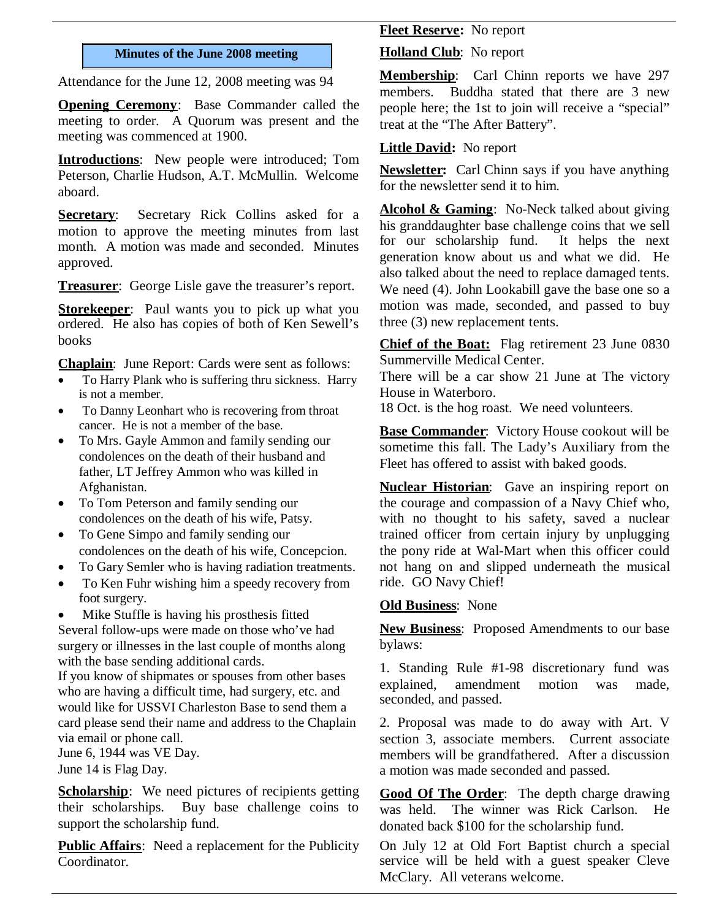## Minutes of the June 2008 meeting

Attendance for the June 12, 2008 meeting was 94

**Opening Ceremony**: Base Commander called the meeting to order. A Quorum was present and the meeting was commenced at 1900.

**Introductions**: New people were introduced; Tom Peterson, Charlie Hudson, A.T. McMullin. Welcome aboard.

**Secretary**: Secretary Rick Collins asked for a motion to approve the meeting minutes from last month. A motion was made and seconded. Minutes approved.

**Treasurer**: George Lisle gave the treasurer's report.

**Storekeeper**: Paul wants you to pick up what you ordered. He also has copies of both of Ken Sewell's books

**Chaplain**: June Report: Cards were sent as follows:

- To Harry Plank who is suffering thru sickness. Harry is not a member.
- To Danny Leonhart who is recovering from throat cancer. He is not a member of the base.
- To Mrs. Gayle Ammon and family sending our condolences on the death of their husband and father, LT Jeffrey Ammon who was killed in Afghanistan.
- To Tom Peterson and family sending our condolences on the death of his wife, Patsy.
- To Gene Simpo and family sending our condolences on the death of his wife, Concepcion.
- To Gary Semler who is having radiation treatments.
- To Ken Fuhr wishing him a speedy recovery from foot surgery.
- Mike Stuffle is having his prosthesis fitted

Several follow-ups were made on those who've had surgery or illnesses in the last couple of months along with the base sending additional cards.

If you know of shipmates or spouses from other bases who are having a difficult time, had surgery, etc. and would like for USSVI Charleston Base to send them a card please send their name and address to the Chaplain via email or phone call.

June 6, 1944 was VE Day.

June 14 is Flag Day.

**Scholarship**: We need pictures of recipients getting their scholarships. Buy base challenge coins to support the scholarship fund.

**Public Affairs**: Need a replacement for the Publicity Coordinator.

**Fleet Reserve:** No report

**Holland Club**: No report

**Membership**: Carl Chinn reports we have 297 members. Buddha stated that there are 3 new people here; the 1st to join will receive a "special" treat at the "The After Battery".

**Little David:** No report

**Newsletter:** Carl Chinn says if you have anything for the newsletter send it to him.

**Alcohol & Gaming**: No-Neck talked about giving his granddaughter base challenge coins that we sell for our scholarship fund. It helps the next generation know about us and what we did. He also talked about the need to replace damaged tents. We need (4). John Lookabill gave the base one so a motion was made, seconded, and passed to buy three (3) new replacement tents.

**Chief of the Boat:** Flag retirement 23 June 0830 Summerville Medical Center.

There will be a car show 21 June at The victory House in Waterboro.

18 Oct. is the hog roast. We need volunteers.

**Base Commander**: Victory House cookout will be sometime this fall. The Lady's Auxiliary from the Fleet has offered to assist with baked goods.

**Nuclear Historian**: Gave an inspiring report on the courage and compassion of a Navy Chief who, with no thought to his safety, saved a nuclear trained officer from certain injury by unplugging the pony ride at Wal-Mart when this officer could not hang on and slipped underneath the musical ride. GO Navy Chief!

**Old Business**: None

**New Business**: Proposed Amendments to our base bylaws:

1. Standing Rule #1-98 discretionary fund was explained, amendment motion was made, seconded, and passed.

2. Proposal was made to do away with Art. V section 3, associate members. Current associate members will be grandfathered. After a discussion a motion was made seconded and passed.

**Good Of The Order**: The depth charge drawing was held. The winner was Rick Carlson. He donated back $100 for the scholarship fund.

On July 12 at Old Fort Baptist church a special service will be held with a guest speaker Cleve McClary. All veterans welcome.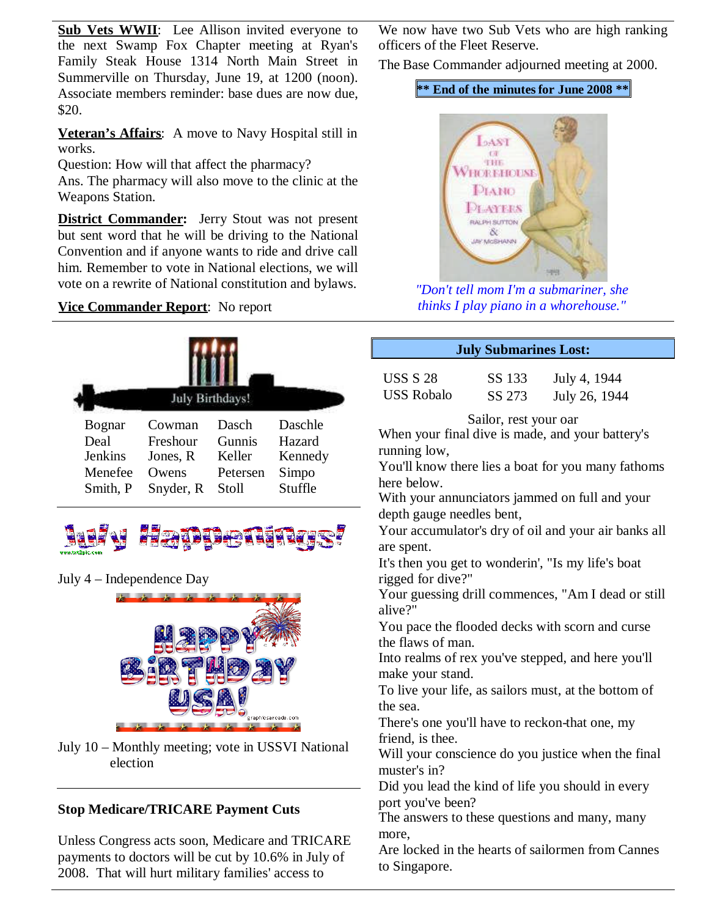**Sub Vets WWII**: Lee Allison invited everyone to the next Swamp Fox Chapter meeting at Ryan's Family Steak House 1314 North Main Street in Summerville on Thursday, June 19, at 1200 (noon). Associate members reminder: base dues are now due, $20.

**Veteran's Affairs**: A move to Navy Hospital still in works.
Question: How will that affect the pharmacy?
Ans. The pharmacy will also move to the clinic at the Weapons Station.

**District Commander:** Jerry Stout was not present but sent word that he will be driving to the National Convention and if anyone wants to ride and drive call him. Remember to vote in National elections, we will vote on a rewrite of National constitution and bylaws.

**Vice Commander Report**: No report

We now have two Sub Vets who are high ranking officers of the Fleet Reserve.

The Base Commander adjourned meeting at 2000.

**\*\* End of the minutes for June 2008 \*\***

*"Don't tell mom I'm a submariner, she thinks I play piano in a whorehouse."*

July Birthdays!

| | | | |
|---|---|---|---|
| Bognar | Cowman | Dasch | Daschle |
| Deal | Freshour | Gunnis | Hazard |
| Jenkins | Jones, R | Keller | Kennedy |
| Menefee | Owens | Petersen | Simpo |
| Smith, P | Snyder, R | Stoll | Stuffle |

## July Happenings!

July 4 – Independence Day

July 10 – Monthly meeting; vote in USSVI National election

### Stop Medicare/TRICARE Payment Cuts

Unless Congress acts soon, Medicare and TRICARE payments to doctors will be cut by 10.6% in July of 2008. That will hurt military families' access to

### July Submarines Lost:

| | | |
|---|---|---|
| USS S 28 | SS 133 | July 4, 1944 |
| USS Robalo | SS 273 | July 26, 1944 |

Sailor, rest your oar

When your final dive is made, and your battery's running low,
You'll know there lies a boat for you many fathoms here below.
With your annunciators jammed on full and your depth gauge needles bent,
Your accumulator's dry of oil and your air banks all are spent.
It's then you get to wonderin', "Is my life's boat rigged for dive?"
Your guessing drill commences, "Am I dead or still alive?"
You pace the flooded decks with scorn and curse the flaws of man.
Into realms of rex you've stepped, and here you'll make your stand.
To live your life, as sailors must, at the bottom of the sea.
There's one you'll have to reckon-that one, my friend, is thee.
Will your conscience do you justice when the final muster's in?
Did you lead the kind of life you should in every port you've been?
The answers to these questions and many, many more,
Are locked in the hearts of sailormen from Cannes to Singapore.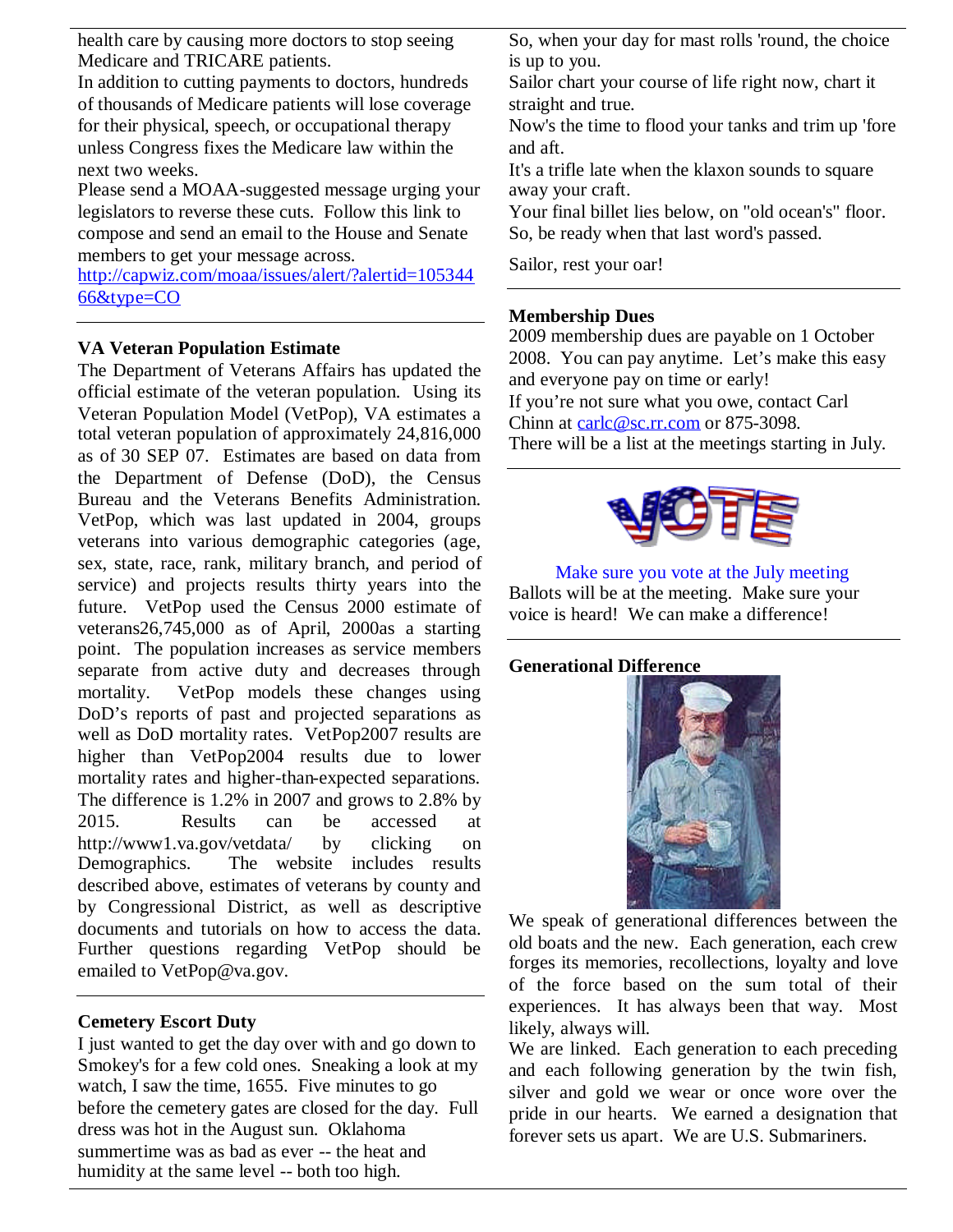health care by causing more doctors to stop seeing Medicare and TRICARE patients.

In addition to cutting payments to doctors, hundreds of thousands of Medicare patients will lose coverage for their physical, speech, or occupational therapy unless Congress fixes the Medicare law within the next two weeks.

Please send a MOAA-suggested message urging your legislators to reverse these cuts. Follow this link to compose and send an email to the House and Senate members to get your message across.

http://capwiz.com/moaa/issues/alert/?alertid=10534466&type=CO

### VA Veteran Population Estimate

The Department of Veterans Affairs has updated the official estimate of the veteran population. Using its Veteran Population Model (VetPop), VA estimates a total veteran population of approximately 24,816,000 as of 30 SEP 07. Estimates are based on data from the Department of Defense (DoD), the Census Bureau and the Veterans Benefits Administration. VetPop, which was last updated in 2004, groups veterans into various demographic categories (age, sex, state, race, rank, military branch, and period of service) and projects results thirty years into the future. VetPop used the Census 2000 estimate of veterans26,745,000 as of April, 2000as a starting point. The population increases as service members separate from active duty and decreases through mortality. VetPop models these changes using DoD's reports of past and projected separations as well as DoD mortality rates. VetPop2007 results are higher than VetPop2004 results due to lower mortality rates and higher-than-expected separations. The difference is 1.2% in 2007 and grows to 2.8% by 2015. Results can be accessed at http://www1.va.gov/vetdata/ by clicking on Demographics. The website includes results described above, estimates of veterans by county and by Congressional District, as well as descriptive documents and tutorials on how to access the data. Further questions regarding VetPop should be emailed to VetPop@va.gov.

### Cemetery Escort Duty

I just wanted to get the day over with and go down to Smokey's for a few cold ones. Sneaking a look at my watch, I saw the time, 1655. Five minutes to go before the cemetery gates are closed for the day. Full dress was hot in the August sun. Oklahoma summertime was as bad as ever -- the heat and humidity at the same level -- both too high.

So, when your day for mast rolls 'round, the choice is up to you.

Sailor chart your course of life right now, chart it straight and true.

Now's the time to flood your tanks and trim up 'fore and aft.

It's a trifle late when the klaxon sounds to square away your craft.

Your final billet lies below, on "old ocean's" floor.

So, be ready when that last word's passed.

Sailor, rest your oar!

### Membership Dues

2009 membership dues are payable on 1 October 2008. You can pay anytime. Let's make this easy and everyone pay on time or early!

If you're not sure what you owe, contact Carl Chinn at carlc@sc.rr.com or 875-3098.

There will be a list at the meetings starting in July.

VOTE

Make sure you vote at the July meeting

Ballots will be at the meeting. Make sure your voice is heard! We can make a difference!

### Generational Difference

We speak of generational differences between the old boats and the new. Each generation, each crew forges its memories, recollections, loyalty and love of the force based on the sum total of their experiences. It has always been that way. Most likely, always will.

We are linked. Each generation to each preceding and each following generation by the twin fish, silver and gold we wear or once wore over the pride in our hearts. We earned a designation that forever sets us apart. We are U.S. Submariners.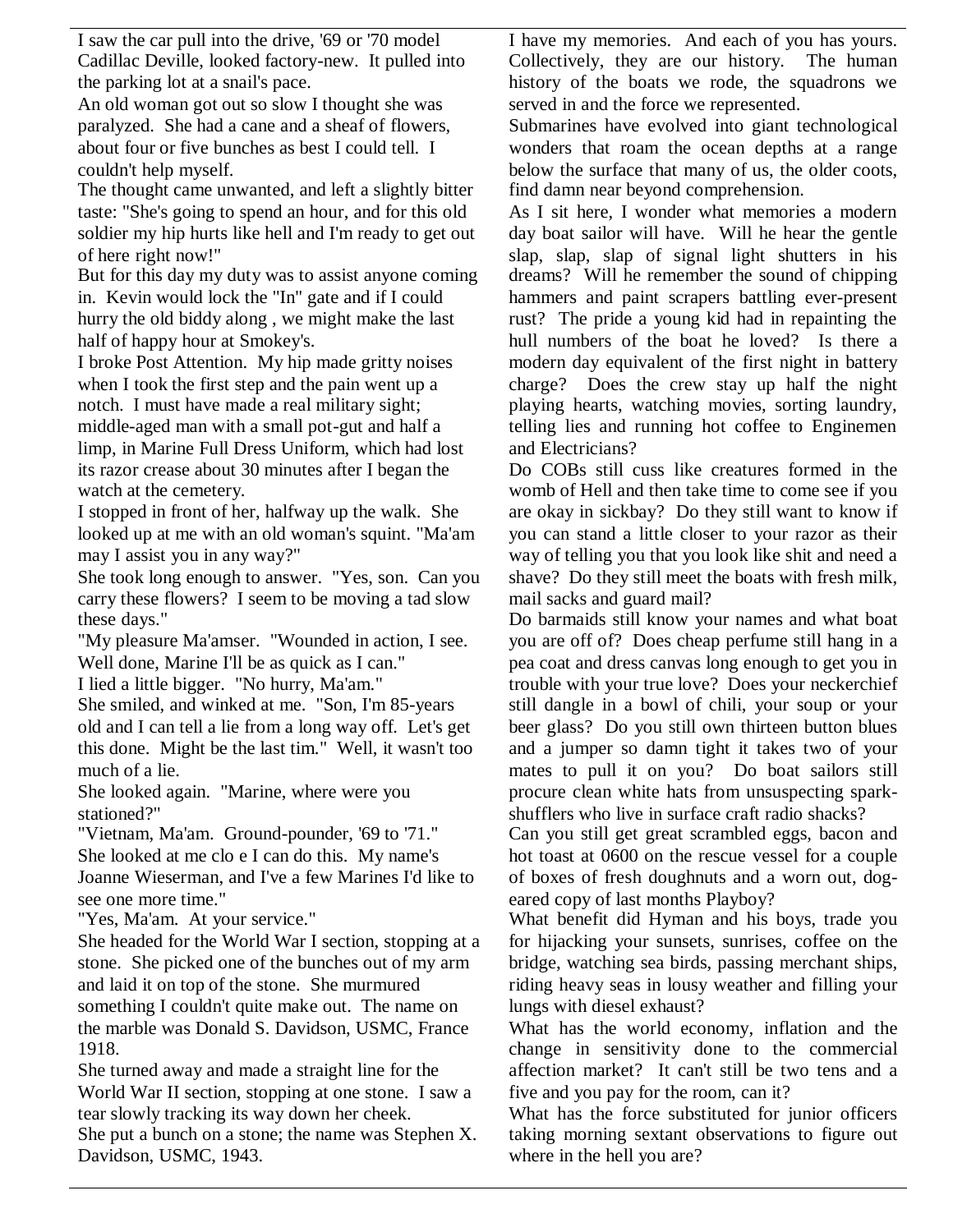I saw the car pull into the drive, '69 or '70 model Cadillac Deville, looked factory-new. It pulled into the parking lot at a snail's pace.

An old woman got out so slow I thought she was paralyzed. She had a cane and a sheaf of flowers, about four or five bunches as best I could tell. I couldn't help myself.

The thought came unwanted, and left a slightly bitter taste: "She's going to spend an hour, and for this old soldier my hip hurts like hell and I'm ready to get out of here right now!"

But for this day my duty was to assist anyone coming in. Kevin would lock the "In" gate and if I could hurry the old biddy along , we might make the last half of happy hour at Smokey's.

I broke Post Attention. My hip made gritty noises when I took the first step and the pain went up a notch. I must have made a real military sight; middle-aged man with a small pot-gut and half a limp, in Marine Full Dress Uniform, which had lost its razor crease about 30 minutes after I began the watch at the cemetery.

I stopped in front of her, halfway up the walk. She looked up at me with an old woman's squint. "Ma'am may I assist you in any way?"

She took long enough to answer. "Yes, son. Can you carry these flowers? I seem to be moving a tad slow these days."

"My pleasure Ma'amser. "Wounded in action, I see. Well done, Marine I'll be as quick as I can."

I lied a little bigger. "No hurry, Ma'am."

She smiled, and winked at me. "Son, I'm 85-years old and I can tell a lie from a long way off. Let's get this done. Might be the last tim." Well, it wasn't too much of a lie.

She looked again. "Marine, where were you stationed?"

"Vietnam, Ma'am. Ground-pounder, '69 to '71."

She looked at me clo e I can do this. My name's Joanne Wieserman, and I've a few Marines I'd like to see one more time."

"Yes, Ma'am. At your service."

She headed for the World War I section, stopping at a stone. She picked one of the bunches out of my arm and laid it on top of the stone. She murmured something I couldn't quite make out. The name on the marble was Donald S. Davidson, USMC, France 1918.

She turned away and made a straight line for the World War II section, stopping at one stone. I saw a tear slowly tracking its way down her cheek.

She put a bunch on a stone; the name was Stephen X. Davidson, USMC, 1943.

I have my memories. And each of you has yours. Collectively, they are our history. The human history of the boats we rode, the squadrons we served in and the force we represented.

Submarines have evolved into giant technological wonders that roam the ocean depths at a range below the surface that many of us, the older coots, find damn near beyond comprehension.

As I sit here, I wonder what memories a modern day boat sailor will have. Will he hear the gentle slap, slap, slap of signal light shutters in his dreams? Will he remember the sound of chipping hammers and paint scrapers battling ever-present rust? The pride a young kid had in repainting the hull numbers of the boat he loved? Is there a modern day equivalent of the first night in battery charge? Does the crew stay up half the night playing hearts, watching movies, sorting laundry, telling lies and running hot coffee to Enginemen and Electricians?

Do COBs still cuss like creatures formed in the womb of Hell and then take time to come see if you are okay in sickbay? Do they still want to know if you can stand a little closer to your razor as their way of telling you that you look like shit and need a shave? Do they still meet the boats with fresh milk, mail sacks and guard mail?

Do barmaids still know your names and what boat you are off of? Does cheap perfume still hang in a pea coat and dress canvas long enough to get you in trouble with your true love? Does your neckerchief still dangle in a bowl of chili, your soup or your beer glass? Do you still own thirteen button blues and a jumper so damn tight it takes two of your mates to pull it on you? Do boat sailors still procure clean white hats from unsuspecting spark-shufflers who live in surface craft radio shacks?

Can you still get great scrambled eggs, bacon and hot toast at 0600 on the rescue vessel for a couple of boxes of fresh doughnuts and a worn out, dog-eared copy of last months Playboy?

What benefit did Hyman and his boys, trade you for hijacking your sunsets, sunrises, coffee on the bridge, watching sea birds, passing merchant ships, riding heavy seas in lousy weather and filling your lungs with diesel exhaust?

What has the world economy, inflation and the change in sensitivity done to the commercial affection market? It can't still be two tens and a five and you pay for the room, can it?

What has the force substituted for junior officers taking morning sextant observations to figure out where in the hell you are?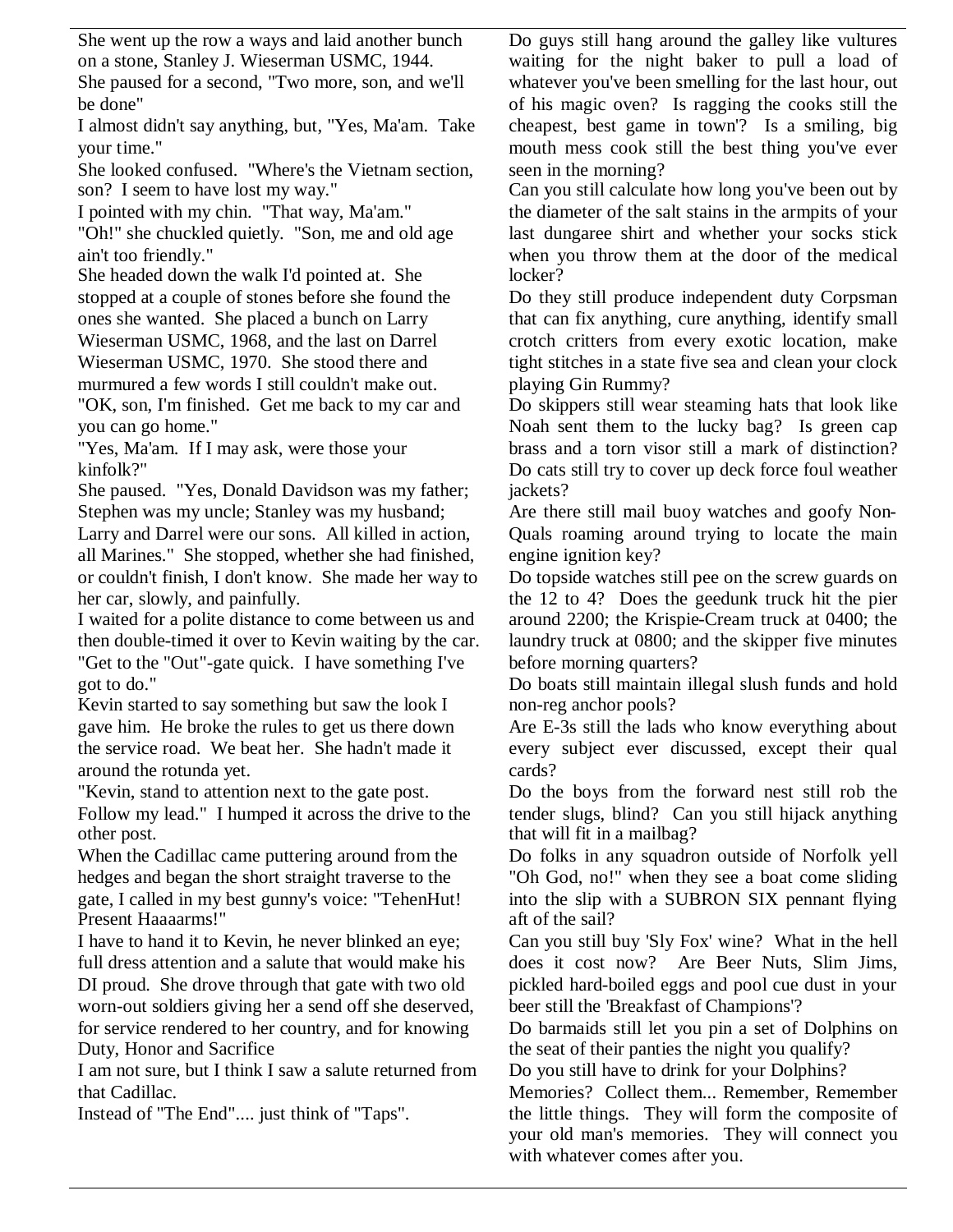She went up the row a ways and laid another bunch on a stone, Stanley J. Wieserman USMC, 1944.

She paused for a second, "Two more, son, and we'll be done"

I almost didn't say anything, but, "Yes, Ma'am. Take your time."

She looked confused. "Where's the Vietnam section, son? I seem to have lost my way."

I pointed with my chin. "That way, Ma'am."

"Oh!" she chuckled quietly. "Son, me and old age ain't too friendly."

She headed down the walk I'd pointed at. She stopped at a couple of stones before she found the ones she wanted. She placed a bunch on Larry Wieserman USMC, 1968, and the last on Darrel Wieserman USMC, 1970. She stood there and murmured a few words I still couldn't make out.

"OK, son, I'm finished. Get me back to my car and you can go home."

"Yes, Ma'am. If I may ask, were those your kinfolk?"

She paused. "Yes, Donald Davidson was my father; Stephen was my uncle; Stanley was my husband; Larry and Darrel were our sons. All killed in action, all Marines." She stopped, whether she had finished, or couldn't finish, I don't know. She made her way to her car, slowly, and painfully.

I waited for a polite distance to come between us and then double-timed it over to Kevin waiting by the car. "Get to the "Out"-gate quick. I have something I've got to do."

Kevin started to say something but saw the look I gave him. He broke the rules to get us there down the service road. We beat her. She hadn't made it around the rotunda yet.

"Kevin, stand to attention next to the gate post. Follow my lead." I humped it across the drive to the other post.

When the Cadillac came puttering around from the hedges and began the short straight traverse to the gate, I called in my best gunny's voice: "TehenHut! Present Haaaarms!"

I have to hand it to Kevin, he never blinked an eye; full dress attention and a salute that would make his DI proud. She drove through that gate with two old worn-out soldiers giving her a send off she deserved, for service rendered to her country, and for knowing Duty, Honor and Sacrifice

I am not sure, but I think I saw a salute returned from that Cadillac.

Instead of "The End".... just think of "Taps".

Do guys still hang around the galley like vultures waiting for the night baker to pull a load of whatever you've been smelling for the last hour, out of his magic oven? Is ragging the cooks still the cheapest, best game in town'? Is a smiling, big mouth mess cook still the best thing you've ever seen in the morning?

Can you still calculate how long you've been out by the diameter of the salt stains in the armpits of your last dungaree shirt and whether your socks stick when you throw them at the door of the medical locker?

Do they still produce independent duty Corpsman that can fix anything, cure anything, identify small crotch critters from every exotic location, make tight stitches in a state five sea and clean your clock playing Gin Rummy?

Do skippers still wear steaming hats that look like Noah sent them to the lucky bag? Is green cap brass and a torn visor still a mark of distinction? Do cats still try to cover up deck force foul weather jackets?

Are there still mail buoy watches and goofy Non-Quals roaming around trying to locate the main engine ignition key?

Do topside watches still pee on the screw guards on the 12 to 4? Does the geedunk truck hit the pier around 2200; the Krispie-Cream truck at 0400; the laundry truck at 0800; and the skipper five minutes before morning quarters?

Do boats still maintain illegal slush funds and hold non-reg anchor pools?

Are E-3s still the lads who know everything about every subject ever discussed, except their qual cards?

Do the boys from the forward nest still rob the tender slugs, blind? Can you still hijack anything that will fit in a mailbag?

Do folks in any squadron outside of Norfolk yell "Oh God, no!" when they see a boat come sliding into the slip with a SUBRON SIX pennant flying aft of the sail?

Can you still buy 'Sly Fox' wine? What in the hell does it cost now? Are Beer Nuts, Slim Jims, pickled hard-boiled eggs and pool cue dust in your beer still the 'Breakfast of Champions'?

Do barmaids still let you pin a set of Dolphins on the seat of their panties the night you qualify?

Do you still have to drink for your Dolphins?

Memories? Collect them... Remember, Remember the little things. They will form the composite of your old man's memories. They will connect you with whatever comes after you.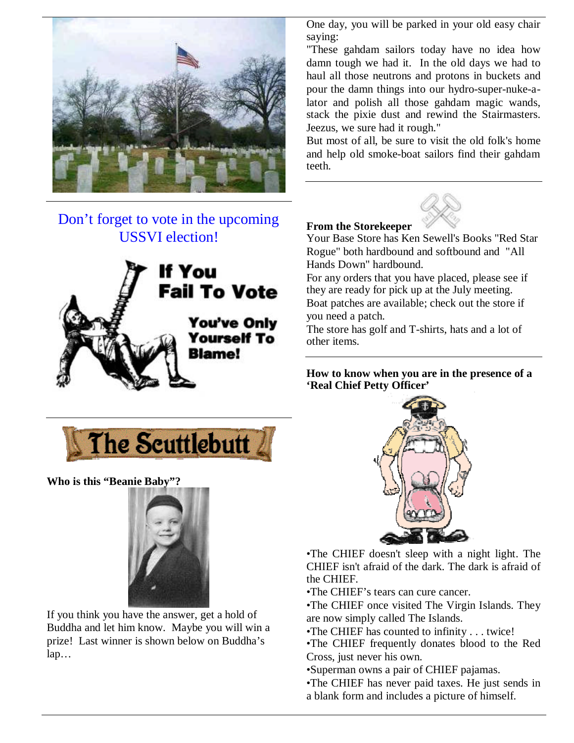Don't forget to vote in the upcoming USSVI election!

If You Fail To Vote

You've Only Yourself To Blame!

## The Scuttlebutt

**Who is this "Beanie Baby"?**

If you think you have the answer, get a hold of Buddha and let him know. Maybe you will win a prize! Last winner is shown below on Buddha's lap…

One day, you will be parked in your old easy chair saying:

"These gahdam sailors today have no idea how damn tough we had it. In the old days we had to haul all those neutrons and protons in buckets and pour the damn things into our hydro-super-nuke-a-lator and polish all those gahdam magic wands, stack the pixie dust and rewind the Stairmasters. Jeezus, we sure had it rough."

But most of all, be sure to visit the old folk's home and help old smoke-boat sailors find their gahdam teeth.

---

**From the Storekeeper**

Your Base Store has Ken Sewell's Books "Red Star Rogue" both hardbound and softbound and "All Hands Down" hardbound.

For any orders that you have placed, please see if they are ready for pick up at the July meeting.

Boat patches are available; check out the store if you need a patch.

The store has golf and T-shirts, hats and a lot of other items.

---

**How to know when you are in the presence of a 'Real Chief Petty Officer'**

•The CHIEF doesn't sleep with a night light. The CHIEF isn't afraid of the dark. The dark is afraid of the CHIEF.

•The CHIEF's tears can cure cancer.

•The CHIEF once visited The Virgin Islands. They are now simply called The Islands.

•The CHIEF has counted to infinity . . . twice!

•The CHIEF frequently donates blood to the Red Cross, just never his own.

•Superman owns a pair of CHIEF pajamas.

•The CHIEF has never paid taxes. He just sends in a blank form and includes a picture of himself.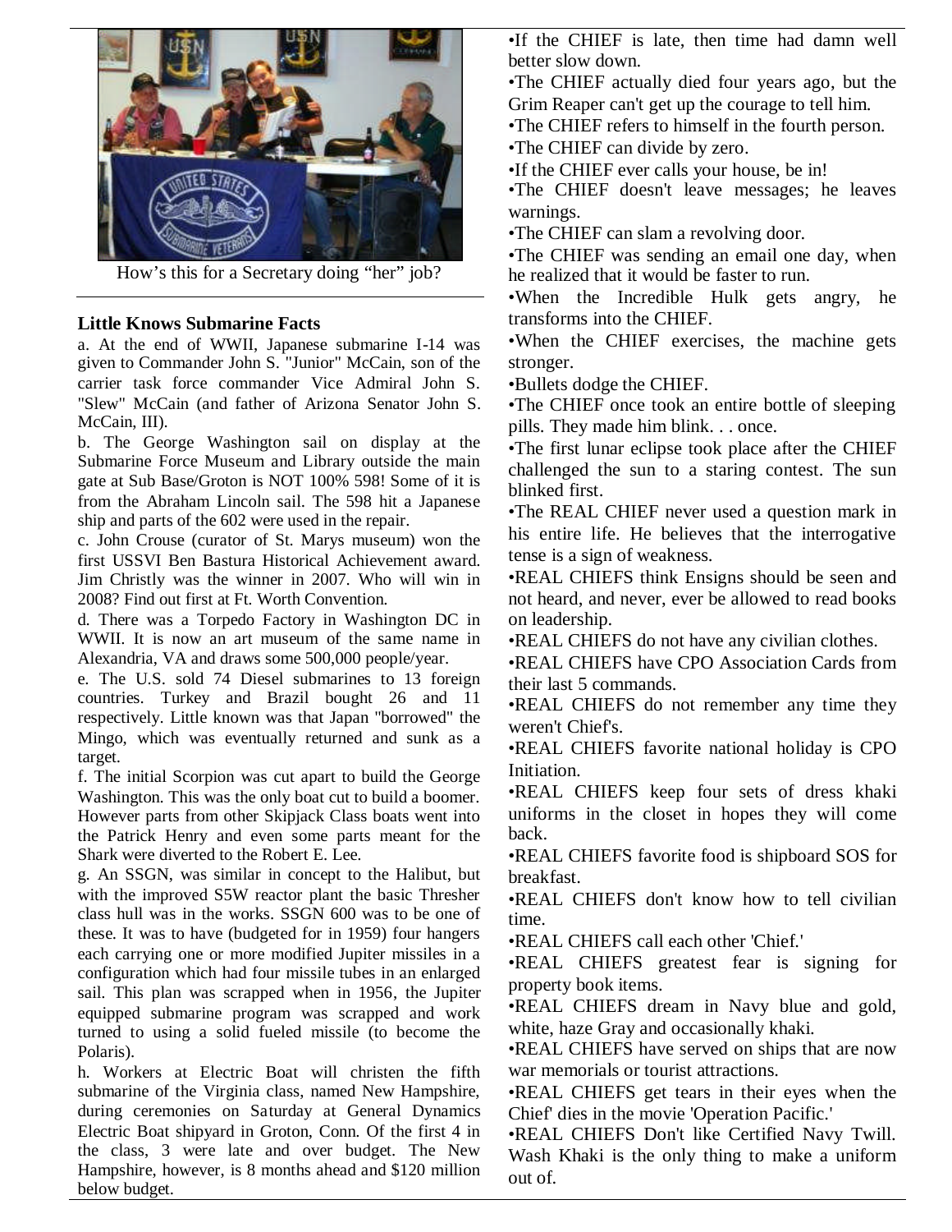How's this for a Secretary doing "her" job?

### Little Knows Submarine Facts

a. At the end of WWII, Japanese submarine I-14 was given to Commander John S. "Junior" McCain, son of the carrier task force commander Vice Admiral John S. "Slew" McCain (and father of Arizona Senator John S. McCain, III).

b. The George Washington sail on display at the Submarine Force Museum and Library outside the main gate at Sub Base/Groton is NOT 100% 598! Some of it is from the Abraham Lincoln sail. The 598 hit a Japanese ship and parts of the 602 were used in the repair.

c. John Crouse (curator of St. Marys museum) won the first USSVI Ben Bastura Historical Achievement award. Jim Christly was the winner in 2007. Who will win in 2008? Find out first at Ft. Worth Convention.

d. There was a Torpedo Factory in Washington DC in WWII. It is now an art museum of the same name in Alexandria, VA and draws some 500,000 people/year.

e. The U.S. sold 74 Diesel submarines to 13 foreign countries. Turkey and Brazil bought 26 and 11 respectively. Little known was that Japan "borrowed" the Mingo, which was eventually returned and sunk as a target.

f. The initial Scorpion was cut apart to build the George Washington. This was the only boat cut to build a boomer. However parts from other Skipjack Class boats went into the Patrick Henry and even some parts meant for the Shark were diverted to the Robert E. Lee.

g. An SSGN, was similar in concept to the Halibut, but with the improved S5W reactor plant the basic Thresher class hull was in the works. SSGN 600 was to be one of these. It was to have (budgeted for in 1959) four hangers each carrying one or more modified Jupiter missiles in a configuration which had four missile tubes in an enlarged sail. This plan was scrapped when in 1956, the Jupiter equipped submarine program was scrapped and work turned to using a solid fueled missile (to become the Polaris).

h. Workers at Electric Boat will christen the fifth submarine of the Virginia class, named New Hampshire, during ceremonies on Saturday at General Dynamics Electric Boat shipyard in Groton, Conn. Of the first 4 in the class, 3 were late and over budget. The New Hampshire, however, is 8 months ahead and $120 million below budget.

- If the CHIEF is late, then time had damn well better slow down.
- The CHIEF actually died four years ago, but the Grim Reaper can't get up the courage to tell him.
- The CHIEF refers to himself in the fourth person.
- The CHIEF can divide by zero.
- If the CHIEF ever calls your house, be in!
- The CHIEF doesn't leave messages; he leaves warnings.
- The CHIEF can slam a revolving door.
- The CHIEF was sending an email one day, when he realized that it would be faster to run.
- When the Incredible Hulk gets angry, he transforms into the CHIEF.
- When the CHIEF exercises, the machine gets stronger.
- Bullets dodge the CHIEF.
- The CHIEF once took an entire bottle of sleeping pills. They made him blink. . . once.
- The first lunar eclipse took place after the CHIEF challenged the sun to a staring contest. The sun blinked first.
- The REAL CHIEF never used a question mark in his entire life. He believes that the interrogative tense is a sign of weakness.
- REAL CHIEFS think Ensigns should be seen and not heard, and never, ever be allowed to read books on leadership.
- REAL CHIEFS do not have any civilian clothes.
- REAL CHIEFS have CPO Association Cards from their last 5 commands.
- REAL CHIEFS do not remember any time they weren't Chief's.
- REAL CHIEFS favorite national holiday is CPO Initiation.
- REAL CHIEFS keep four sets of dress khaki uniforms in the closet in hopes they will come back.
- REAL CHIEFS favorite food is shipboard SOS for breakfast.
- REAL CHIEFS don't know how to tell civilian time.
- REAL CHIEFS call each other 'Chief.'
- REAL CHIEFS greatest fear is signing for property book items.
- REAL CHIEFS dream in Navy blue and gold, white, haze Gray and occasionally khaki.
- REAL CHIEFS have served on ships that are now war memorials or tourist attractions.
- REAL CHIEFS get tears in their eyes when the Chief' dies in the movie 'Operation Pacific.'
- REAL CHIEFS Don't like Certified Navy Twill. Wash Khaki is the only thing to make a uniform out of.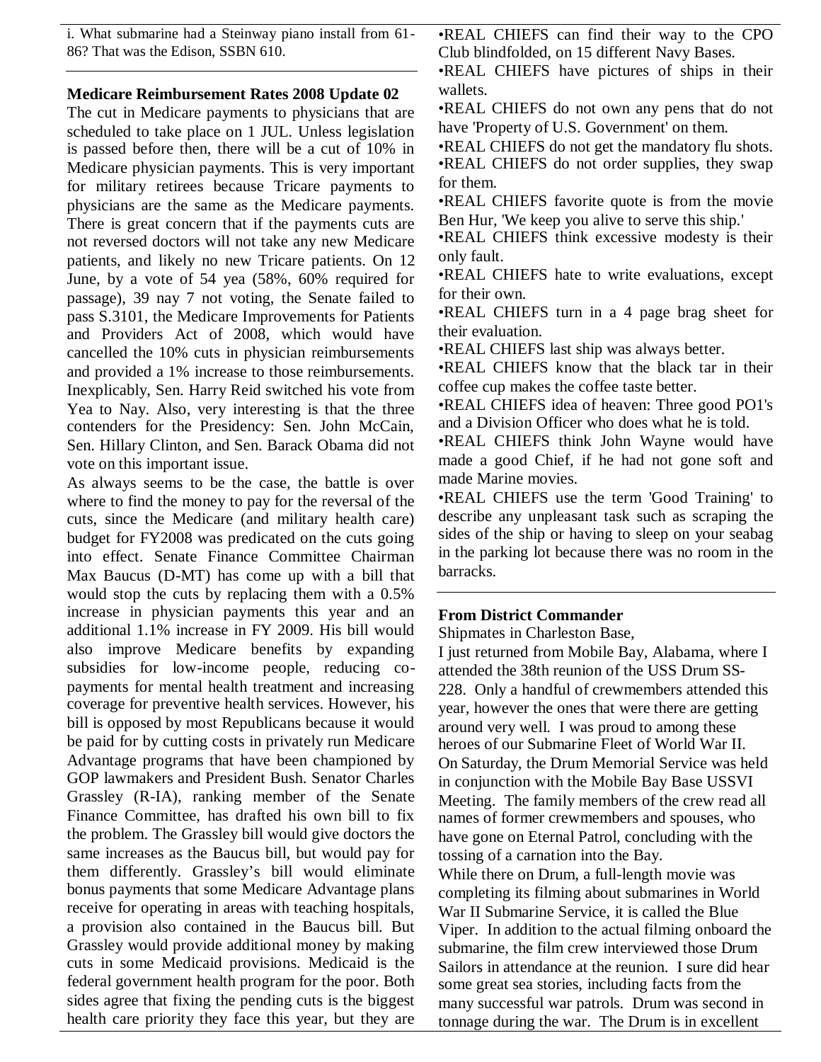i. What submarine had a Steinway piano install from 61-86? That was the Edison, SSBN 610.

---

**Medicare Reimbursement Rates 2008 Update 02**

The cut in Medicare payments to physicians that are scheduled to take place on 1 JUL. Unless legislation is passed before then, there will be a cut of 10% in Medicare physician payments. This is very important for military retirees because Tricare payments to physicians are the same as the Medicare payments. There is great concern that if the payments cuts are not reversed doctors will not take any new Medicare patients, and likely no new Tricare patients. On 12 June, by a vote of 54 yea (58%, 60% required for passage), 39 nay 7 not voting, the Senate failed to pass S.3101, the Medicare Improvements for Patients and Providers Act of 2008, which would have cancelled the 10% cuts in physician reimbursements and provided a 1% increase to those reimbursements. Inexplicably, Sen. Harry Reid switched his vote from Yea to Nay. Also, very interesting is that the three contenders for the Presidency: Sen. John McCain, Sen. Hillary Clinton, and Sen. Barack Obama did not vote on this important issue.

As always seems to be the case, the battle is over where to find the money to pay for the reversal of the cuts, since the Medicare (and military health care) budget for FY2008 was predicated on the cuts going into effect. Senate Finance Committee Chairman Max Baucus (D-MT) has come up with a bill that would stop the cuts by replacing them with a 0.5% increase in physician payments this year and an additional 1.1% increase in FY 2009. His bill would also improve Medicare benefits by expanding subsidies for low-income people, reducing co-payments for mental health treatment and increasing coverage for preventive health services. However, his bill is opposed by most Republicans because it would be paid for by cutting costs in privately run Medicare Advantage programs that have been championed by GOP lawmakers and President Bush. Senator Charles Grassley (R-IA), ranking member of the Senate Finance Committee, has drafted his own bill to fix the problem. The Grassley bill would give doctors the same increases as the Baucus bill, but would pay for them differently. Grassley's bill would eliminate bonus payments that some Medicare Advantage plans receive for operating in areas with teaching hospitals, a provision also contained in the Baucus bill. But Grassley would provide additional money by making cuts in some Medicaid provisions. Medicaid is the federal government health program for the poor. Both sides agree that fixing the pending cuts is the biggest health care priority they face this year, but they are

•REAL CHIEFS can find their way to the CPO Club blindfolded, on 15 different Navy Bases.
•REAL CHIEFS have pictures of ships in their wallets.
•REAL CHIEFS do not own any pens that do not have 'Property of U.S. Government' on them.
•REAL CHIEFS do not get the mandatory flu shots.
•REAL CHIEFS do not order supplies, they swap for them.
•REAL CHIEFS favorite quote is from the movie Ben Hur, 'We keep you alive to serve this ship.'
•REAL CHIEFS think excessive modesty is their only fault.
•REAL CHIEFS hate to write evaluations, except for their own.
•REAL CHIEFS turn in a 4 page brag sheet for their evaluation.
•REAL CHIEFS last ship was always better.
•REAL CHIEFS know that the black tar in their coffee cup makes the coffee taste better.
•REAL CHIEFS idea of heaven: Three good PO1's and a Division Officer who does what he is told.
•REAL CHIEFS think John Wayne would have made a good Chief, if he had not gone soft and made Marine movies.
•REAL CHIEFS use the term 'Good Training' to describe any unpleasant task such as scraping the sides of the ship or having to sleep on your seabag in the parking lot because there was no room in the barracks.

---

**From District Commander**

Shipmates in Charleston Base,

I just returned from Mobile Bay, Alabama, where I attended the 38th reunion of the USS Drum SS-228. Only a handful of crewmembers attended this year, however the ones that were there are getting around very well. I was proud to among these heroes of our Submarine Fleet of World War II.

On Saturday, the Drum Memorial Service was held in conjunction with the Mobile Bay Base USSVI Meeting. The family members of the crew read all names of former crewmembers and spouses, who have gone on Eternal Patrol, concluding with the tossing of a carnation into the Bay.

While there on Drum, a full-length movie was completing its filming about submarines in World War II Submarine Service, it is called the Blue Viper. In addition to the actual filming onboard the submarine, the film crew interviewed those Drum Sailors in attendance at the reunion. I sure did hear some great sea stories, including facts from the many successful war patrols. Drum was second in tonnage during the war. The Drum is in excellent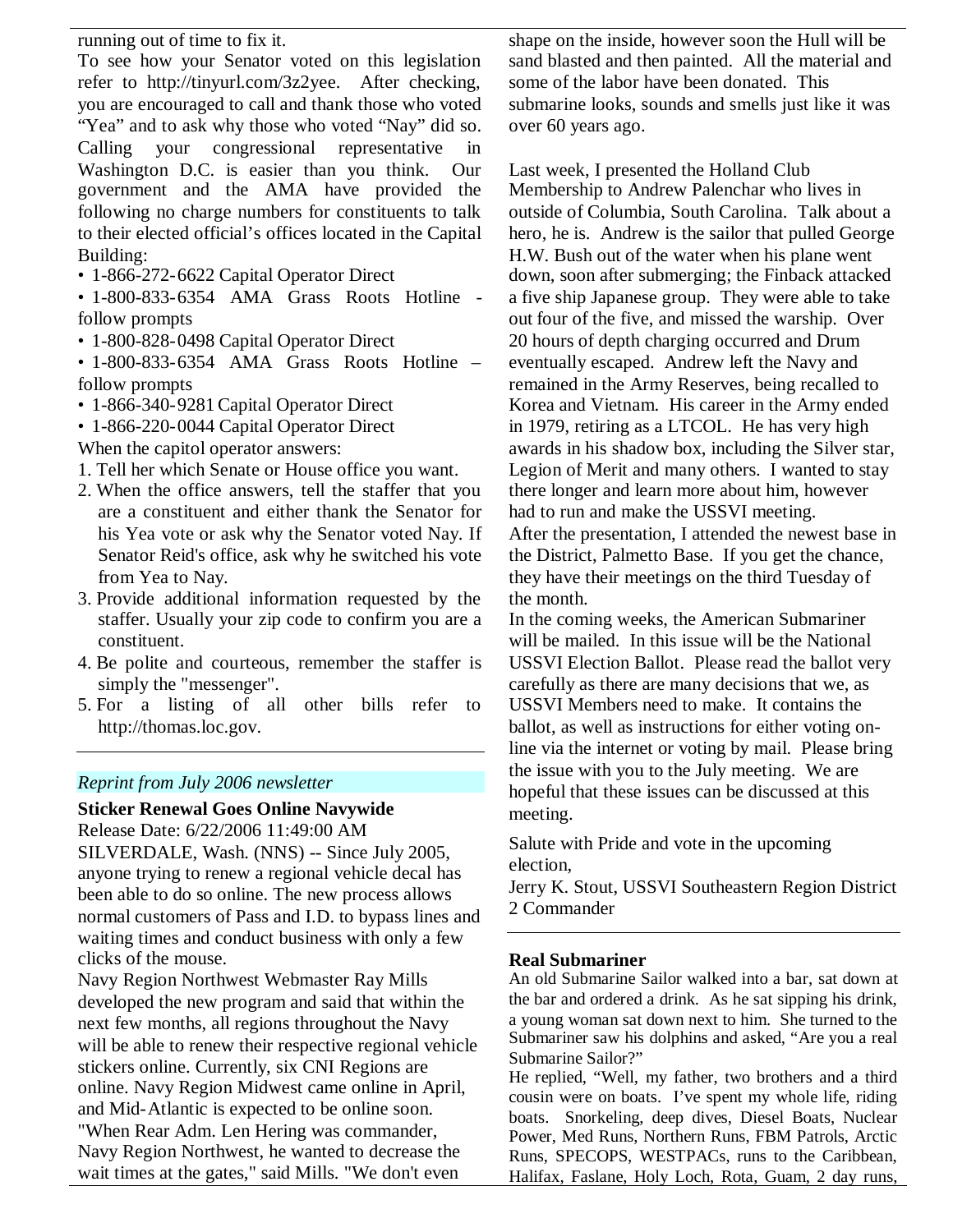running out of time to fix it.

To see how your Senator voted on this legislation refer to http://tinyurl.com/3z2yee. After checking, you are encouraged to call and thank those who voted "Yea" and to ask why those who voted "Nay" did so. Calling your congressional representative in Washington D.C. is easier than you think. Our government and the AMA have provided the following no charge numbers for constituents to talk to their elected official's offices located in the Capital Building:

- 1-866-272-6622 Capital Operator Direct
- 1-800-833-6354 AMA Grass Roots Hotline - follow prompts
- 1-800-828-0498 Capital Operator Direct
- 1-800-833-6354 AMA Grass Roots Hotline – follow prompts
- 1-866-340-9281 Capital Operator Direct
- 1-866-220-0044 Capital Operator Direct

When the capitol operator answers:

1. Tell her which Senate or House office you want.
2. When the office answers, tell the staffer that you are a constituent and either thank the Senator for his Yea vote or ask why the Senator voted Nay. If Senator Reid's office, ask why he switched his vote from Yea to Nay.
3. Provide additional information requested by the staffer. Usually your zip code to confirm you are a constituent.
4. Be polite and courteous, remember the staffer is simply the "messenger".
5. For a listing of all other bills refer to http://thomas.loc.gov.

---

*Reprint from July 2006 newsletter*

**Sticker Renewal Goes Online Navywide**

Release Date: 6/22/2006 11:49:00 AM

SILVERDALE, Wash. (NNS) -- Since July 2005, anyone trying to renew a regional vehicle decal has been able to do so online. The new process allows normal customers of Pass and I.D. to bypass lines and waiting times and conduct business with only a few clicks of the mouse.

Navy Region Northwest Webmaster Ray Mills developed the new program and said that within the next few months, all regions throughout the Navy will be able to renew their respective regional vehicle stickers online. Currently, six CNI Regions are online. Navy Region Midwest came online in April, and Mid-Atlantic is expected to be online soon. "When Rear Adm. Len Hering was commander, Navy Region Northwest, he wanted to decrease the wait times at the gates," said Mills. "We don't even

shape on the inside, however soon the Hull will be sand blasted and then painted. All the material and some of the labor have been donated. This submarine looks, sounds and smells just like it was over 60 years ago.

Last week, I presented the Holland Club Membership to Andrew Palenchar who lives in outside of Columbia, South Carolina. Talk about a hero, he is. Andrew is the sailor that pulled George H.W. Bush out of the water when his plane went down, soon after submerging; the Finback attacked a five ship Japanese group. They were able to take out four of the five, and missed the warship. Over 20 hours of depth charging occurred and Drum eventually escaped. Andrew left the Navy and remained in the Army Reserves, being recalled to Korea and Vietnam. His career in the Army ended in 1979, retiring as a LTCOL. He has very high awards in his shadow box, including the Silver star, Legion of Merit and many others. I wanted to stay there longer and learn more about him, however had to run and make the USSVI meeting.

After the presentation, I attended the newest base in the District, Palmetto Base. If you get the chance, they have their meetings on the third Tuesday of the month.

In the coming weeks, the American Submariner will be mailed. In this issue will be the National USSVI Election Ballot. Please read the ballot very carefully as there are many decisions that we, as USSVI Members need to make. It contains the ballot, as well as instructions for either voting on-line via the internet or voting by mail. Please bring the issue with you to the July meeting. We are hopeful that these issues can be discussed at this meeting.

Salute with Pride and vote in the upcoming election,

Jerry K. Stout, USSVI Southeastern Region District 2 Commander

---

**Real Submariner**

An old Submarine Sailor walked into a bar, sat down at the bar and ordered a drink. As he sat sipping his drink, a young woman sat down next to him. She turned to the Submariner saw his dolphins and asked, "Are you a real Submarine Sailor?"

He replied, "Well, my father, two brothers and a third cousin were on boats. I've spent my whole life, riding boats. Snorkeling, deep dives, Diesel Boats, Nuclear Power, Med Runs, Northern Runs, FBM Patrols, Arctic Runs, SPECOPS, WESTPACs, runs to the Caribbean, Halifax, Faslane, Holy Loch, Rota, Guam, 2 day runs,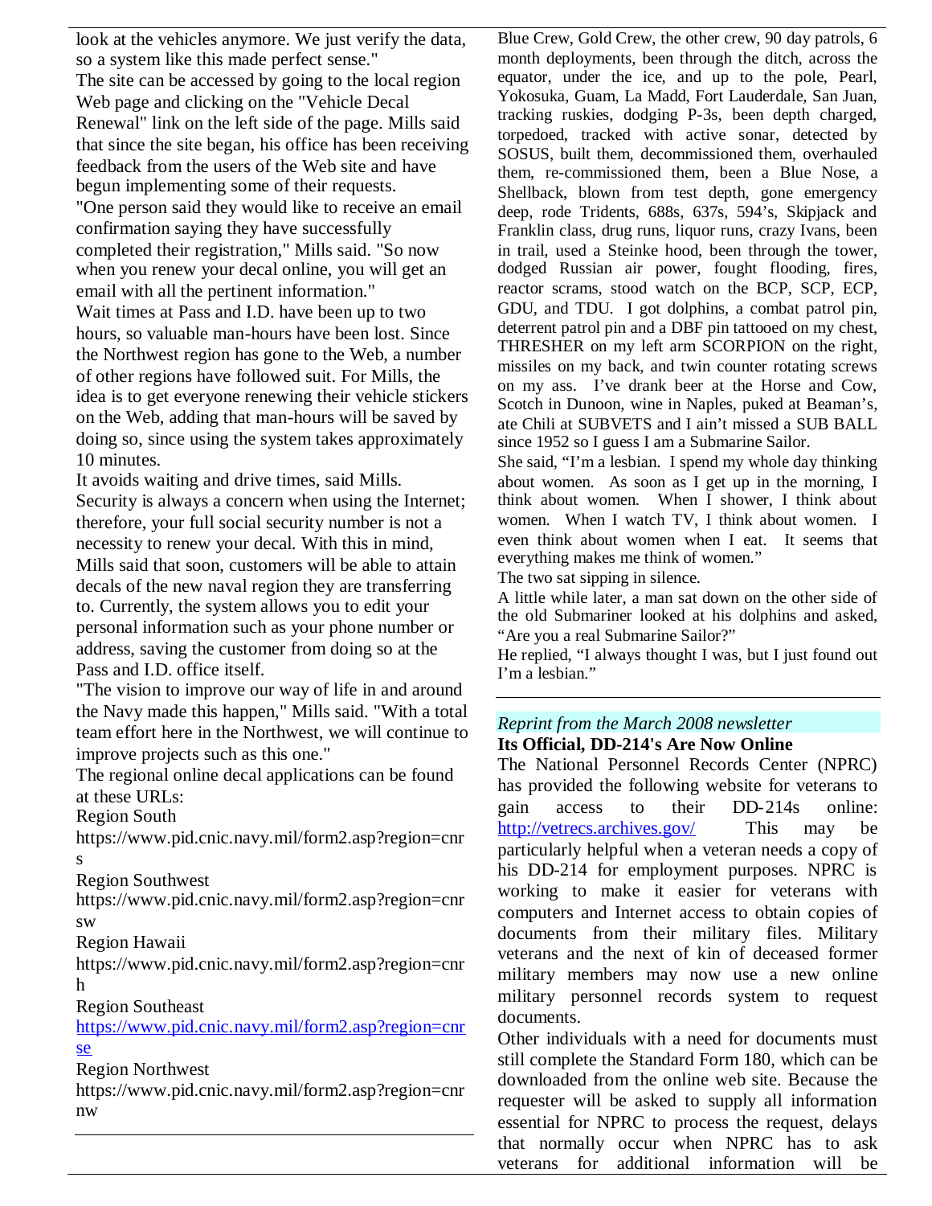look at the vehicles anymore. We just verify the data, so a system like this made perfect sense."

The site can be accessed by going to the local region Web page and clicking on the "Vehicle Decal Renewal" link on the left side of the page. Mills said that since the site began, his office has been receiving feedback from the users of the Web site and have begun implementing some of their requests.

"One person said they would like to receive an email confirmation saying they have successfully completed their registration," Mills said. "So now when you renew your decal online, you will get an email with all the pertinent information."

Wait times at Pass and I.D. have been up to two hours, so valuable man-hours have been lost. Since the Northwest region has gone to the Web, a number of other regions have followed suit. For Mills, the idea is to get everyone renewing their vehicle stickers on the Web, adding that man-hours will be saved by doing so, since using the system takes approximately 10 minutes.

It avoids waiting and drive times, said Mills.

Security is always a concern when using the Internet; therefore, your full social security number is not a necessity to renew your decal. With this in mind, Mills said that soon, customers will be able to attain decals of the new naval region they are transferring to. Currently, the system allows you to edit your personal information such as your phone number or address, saving the customer from doing so at the Pass and I.D. office itself.

"The vision to improve our way of life in and around the Navy made this happen," Mills said. "With a total team effort here in the Northwest, we will continue to improve projects such as this one."

The regional online decal applications can be found at these URLs:

Region South
https://www.pid.cnic.navy.mil/form2.asp?region=cnrs

Region Southwest
https://www.pid.cnic.navy.mil/form2.asp?region=cnrsw

Region Hawaii
https://www.pid.cnic.navy.mil/form2.asp?region=cnrh

Region Southeast
https://www.pid.cnic.navy.mil/form2.asp?region=cnrse

Region Northwest
https://www.pid.cnic.navy.mil/form2.asp?region=cnrnw

---

Blue Crew, Gold Crew, the other crew, 90 day patrols, 6 month deployments, been through the ditch, across the equator, under the ice, and up to the pole, Pearl, Yokosuka, Guam, La Madd, Fort Lauderdale, San Juan, tracking ruskies, dodging P-3s, been depth charged, torpedoed, tracked with active sonar, detected by SOSUS, built them, decommissioned them, overhauled them, re-commissioned them, been a Blue Nose, a Shellback, blown from test depth, gone emergency deep, rode Tridents, 688s, 637s, 594's, Skipjack and Franklin class, drug runs, liquor runs, crazy Ivans, been in trail, used a Steinke hood, been through the tower, dodged Russian air power, fought flooding, fires, reactor scrams, stood watch on the BCP, SCP, ECP, GDU, and TDU. I got dolphins, a combat patrol pin, deterrent patrol pin and a DBF pin tattooed on my chest, THRESHER on my left arm SCORPION on the right, missiles on my back, and twin counter rotating screws on my ass. I've drank beer at the Horse and Cow, Scotch in Dunoon, wine in Naples, puked at Beaman's, ate Chili at SUBVETS and I ain't missed a SUB BALL since 1952 so I guess I am a Submarine Sailor.

She said, "I'm a lesbian. I spend my whole day thinking about women. As soon as I get up in the morning, I think about women. When I shower, I think about women. When I watch TV, I think about women. I even think about women when I eat. It seems that everything makes me think of women."

The two sat sipping in silence.

A little while later, a man sat down on the other side of the old Submariner looked at his dolphins and asked, "Are you a real Submarine Sailor?"

He replied, "I always thought I was, but I just found out I'm a lesbian."

---

*Reprint from the March 2008 newsletter*

**Its Official, DD-214's Are Now Online**

The National Personnel Records Center (NPRC) has provided the following website for veterans to gain access to their DD-214s online: http://vetrecs.archives.gov/ This may be particularly helpful when a veteran needs a copy of his DD-214 for employment purposes. NPRC is working to make it easier for veterans with computers and Internet access to obtain copies of documents from their military files. Military veterans and the next of kin of deceased former military members may now use a new online military personnel records system to request documents.

Other individuals with a need for documents must still complete the Standard Form 180, which can be downloaded from the online web site. Because the requester will be asked to supply all information essential for NPRC to process the request, delays that normally occur when NPRC has to ask veterans for additional information will be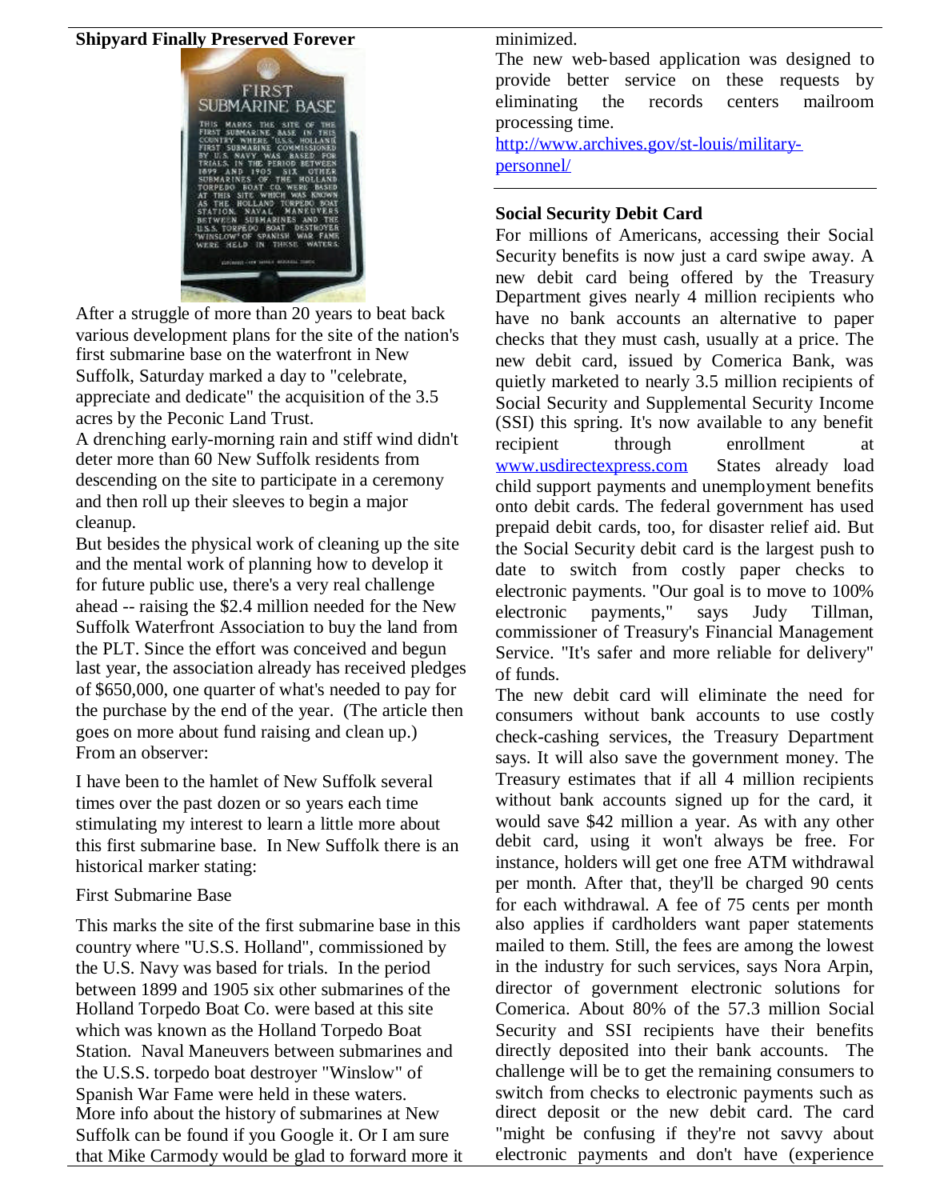## Shipyard Finally Preserved Forever

After a struggle of more than 20 years to beat back various development plans for the site of the nation's first submarine base on the waterfront in New Suffolk, Saturday marked a day to "celebrate, appreciate and dedicate" the acquisition of the 3.5 acres by the Peconic Land Trust.

A drenching early-morning rain and stiff wind didn't deter more than 60 New Suffolk residents from descending on the site to participate in a ceremony and then roll up their sleeves to begin a major cleanup.

But besides the physical work of cleaning up the site and the mental work of planning how to develop it for future public use, there's a very real challenge ahead -- raising the $2.4 million needed for the New Suffolk Waterfront Association to buy the land from the PLT. Since the effort was conceived and begun last year, the association already has received pledges of $650,000, one quarter of what's needed to pay for the purchase by the end of the year. (The article then goes on more about fund raising and clean up.)

From an observer:

I have been to the hamlet of New Suffolk several times over the past dozen or so years each time stimulating my interest to learn a little more about this first submarine base. In New Suffolk there is an historical marker stating:

First Submarine Base

This marks the site of the first submarine base in this country where "U.S.S. Holland", commissioned by the U.S. Navy was based for trials. In the period between 1899 and 1905 six other submarines of the Holland Torpedo Boat Co. were based at this site which was known as the Holland Torpedo Boat Station. Naval Maneuvers between submarines and the U.S.S. torpedo boat destroyer "Winslow" of Spanish War Fame were held in these waters.

More info about the history of submarines at New Suffolk can be found if you Google it. Or I am sure that Mike Carmody would be glad to forward more it minimized.

The new web-based application was designed to provide better service on these requests by eliminating the records centers mailroom processing time.

http://www.archives.gov/st-louis/military-personnel/

---

## Social Security Debit Card

For millions of Americans, accessing their Social Security benefits is now just a card swipe away. A new debit card being offered by the Treasury Department gives nearly 4 million recipients who have no bank accounts an alternative to paper checks that they must cash, usually at a price. The new debit card, issued by Comerica Bank, was quietly marketed to nearly 3.5 million recipients of Social Security and Supplemental Security Income (SSI) this spring. It's now available to any benefit recipient through enrollment at www.usdirectexpress.com States already load child support payments and unemployment benefits onto debit cards. The federal government has used prepaid debit cards, too, for disaster relief aid. But the Social Security debit card is the largest push to date to switch from costly paper checks to electronic payments. "Our goal is to move to 100% electronic payments," says Judy Tillman, commissioner of Treasury's Financial Management Service. "It's safer and more reliable for delivery" of funds.

The new debit card will eliminate the need for consumers without bank accounts to use costly check-cashing services, the Treasury Department says. It will also save the government money. The Treasury estimates that if all 4 million recipients without bank accounts signed up for the card, it would save $42 million a year. As with any other debit card, using it won't always be free. For instance, holders will get one free ATM withdrawal per month. After that, they'll be charged 90 cents for each withdrawal. A fee of 75 cents per month also applies if cardholders want paper statements mailed to them. Still, the fees are among the lowest in the industry for such services, says Nora Arpin, director of government electronic solutions for Comerica. About 80% of the 57.3 million Social Security and SSI recipients have their benefits directly deposited into their bank accounts. The challenge will be to get the remaining consumers to switch from checks to electronic payments such as direct deposit or the new debit card. The card "might be confusing if they're not savvy about electronic payments and don't have (experience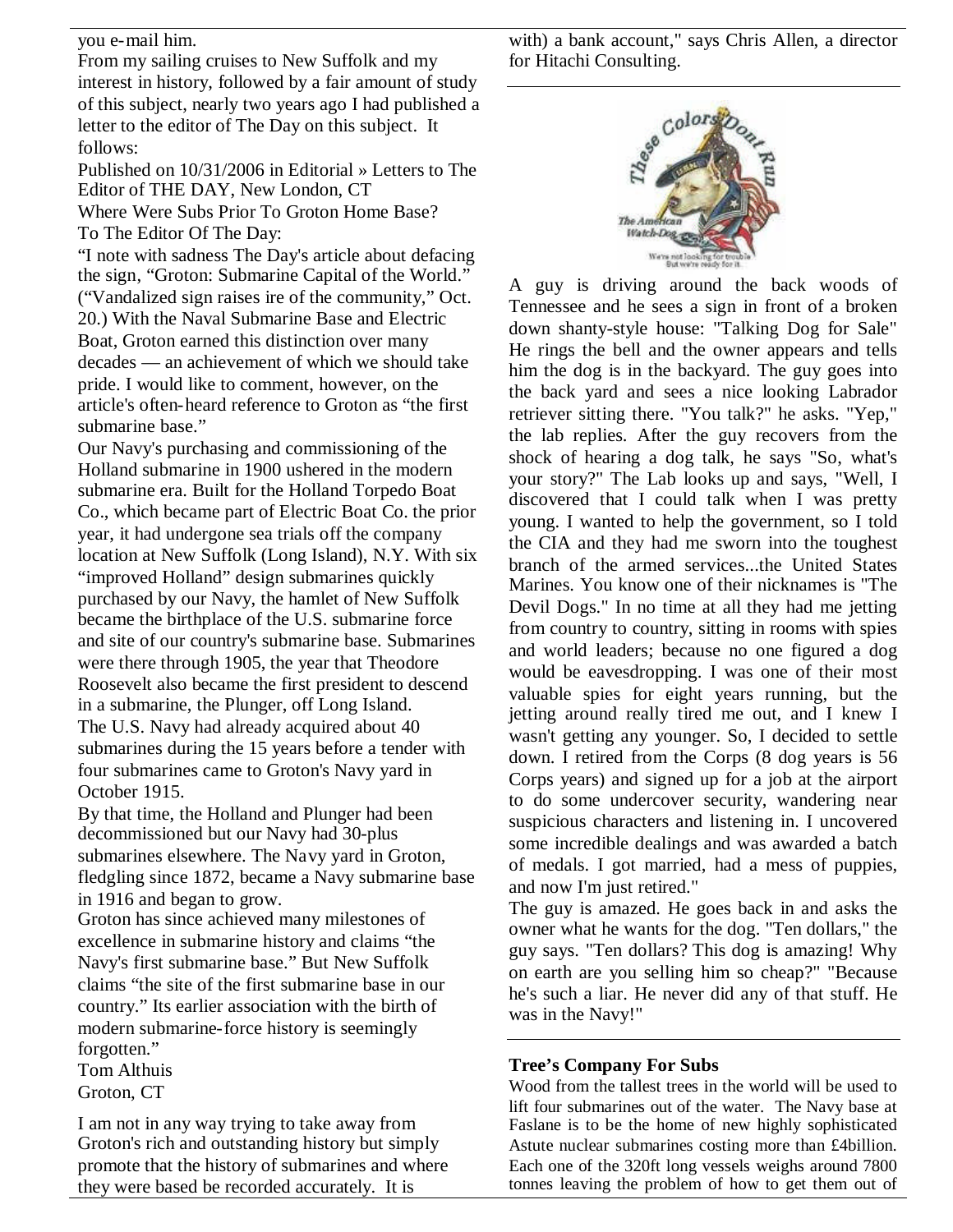you e-mail him.

From my sailing cruises to New Suffolk and my interest in history, followed by a fair amount of study of this subject, nearly two years ago I had published a letter to the editor of The Day on this subject. It follows:

Published on 10/31/2006 in Editorial » Letters to The Editor of THE DAY, New London, CT

Where Were Subs Prior To Groton Home Base?

To The Editor Of The Day:

"I note with sadness The Day's article about defacing the sign, "Groton: Submarine Capital of the World." ("Vandalized sign raises ire of the community," Oct. 20.) With the Naval Submarine Base and Electric Boat, Groton earned this distinction over many decades — an achievement of which we should take pride. I would like to comment, however, on the article's often-heard reference to Groton as "the first submarine base."

Our Navy's purchasing and commissioning of the Holland submarine in 1900 ushered in the modern submarine era. Built for the Holland Torpedo Boat Co., which became part of Electric Boat Co. the prior year, it had undergone sea trials off the company location at New Suffolk (Long Island), N.Y. With six "improved Holland" design submarines quickly purchased by our Navy, the hamlet of New Suffolk became the birthplace of the U.S. submarine force and site of our country's submarine base. Submarines were there through 1905, the year that Theodore Roosevelt also became the first president to descend in a submarine, the Plunger, off Long Island.

The U.S. Navy had already acquired about 40 submarines during the 15 years before a tender with four submarines came to Groton's Navy yard in October 1915.

By that time, the Holland and Plunger had been decommissioned but our Navy had 30-plus submarines elsewhere. The Navy yard in Groton, fledgling since 1872, became a Navy submarine base in 1916 and began to grow.

Groton has since achieved many milestones of excellence in submarine history and claims "the Navy's first submarine base." But New Suffolk claims "the site of the first submarine base in our country." Its earlier association with the birth of modern submarine-force history is seemingly forgotten."

Tom Althuis
Groton, CT

I am not in any way trying to take away from Groton's rich and outstanding history but simply promote that the history of submarines and where they were based be recorded accurately. It is

with) a bank account," says Chris Allen, a director for Hitachi Consulting.

A guy is driving around the back woods of Tennessee and he sees a sign in front of a broken down shanty-style house: "Talking Dog for Sale" He rings the bell and the owner appears and tells him the dog is in the backyard. The guy goes into the back yard and sees a nice looking Labrador retriever sitting there. "You talk?" he asks. "Yep," the lab replies. After the guy recovers from the shock of hearing a dog talk, he says "So, what's your story?" The Lab looks up and says, "Well, I discovered that I could talk when I was pretty young. I wanted to help the government, so I told the CIA and they had me sworn into the toughest branch of the armed services...the United States Marines. You know one of their nicknames is "The Devil Dogs." In no time at all they had me jetting from country to country, sitting in rooms with spies and world leaders; because no one figured a dog would be eavesdropping. I was one of their most valuable spies for eight years running, but the jetting around really tired me out, and I knew I wasn't getting any younger. So, I decided to settle down. I retired from the Corps (8 dog years is 56 Corps years) and signed up for a job at the airport to do some undercover security, wandering near suspicious characters and listening in. I uncovered some incredible dealings and was awarded a batch of medals. I got married, had a mess of puppies, and now I'm just retired."

The guy is amazed. He goes back in and asks the owner what he wants for the dog. "Ten dollars," the guy says. "Ten dollars? This dog is amazing! Why on earth are you selling him so cheap?" "Because he's such a liar. He never did any of that stuff. He was in the Navy!"

**Tree's Company For Subs**

Wood from the tallest trees in the world will be used to lift four submarines out of the water. The Navy base at Faslane is to be the home of new highly sophisticated Astute nuclear submarines costing more than £4billion. Each one of the 320ft long vessels weighs around 7800 tonnes leaving the problem of how to get them out of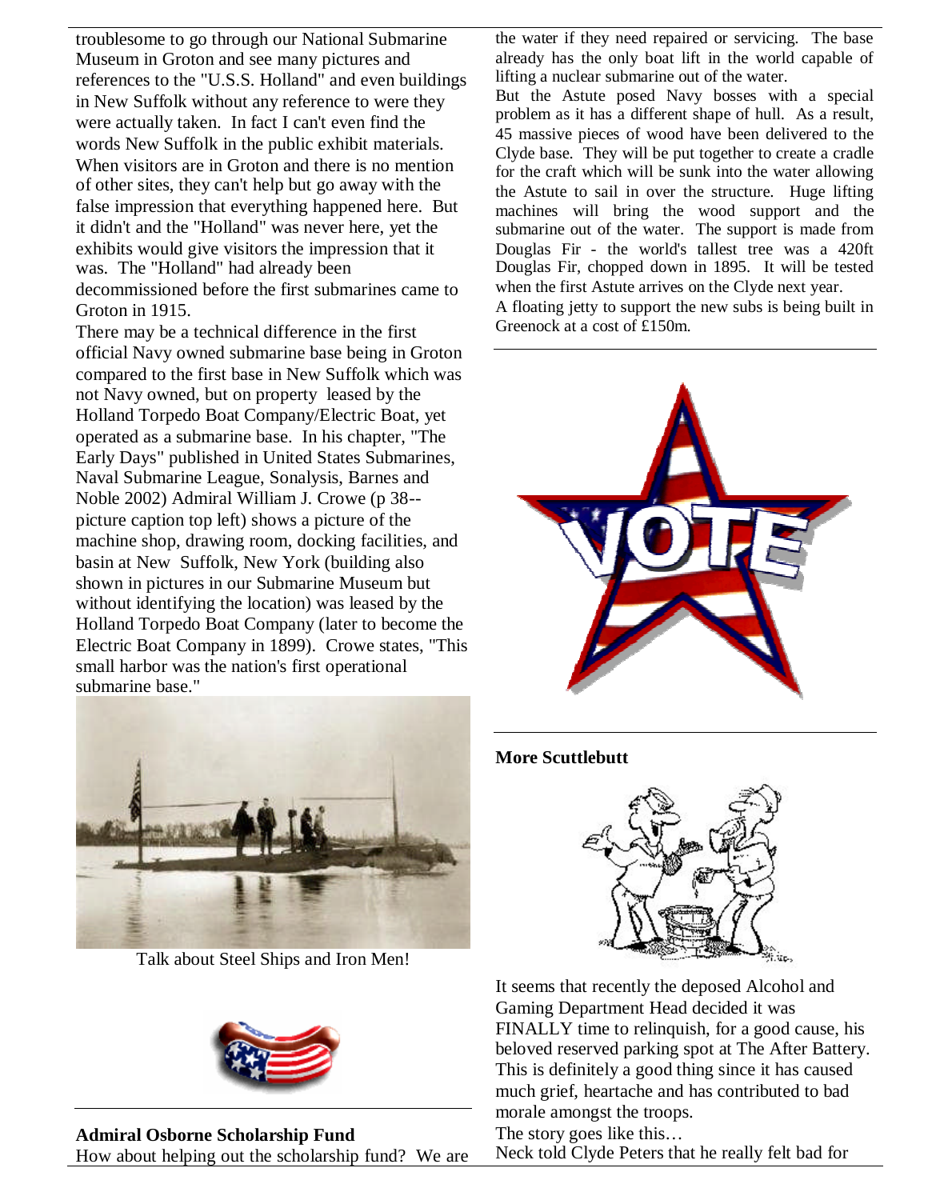troublesome to go through our National Submarine Museum in Groton and see many pictures and references to the "U.S.S. Holland" and even buildings in New Suffolk without any reference to were they were actually taken. In fact I can't even find the words New Suffolk in the public exhibit materials. When visitors are in Groton and there is no mention of other sites, they can't help but go away with the false impression that everything happened here. But it didn't and the "Holland" was never here, yet the exhibits would give visitors the impression that it was. The "Holland" had already been decommissioned before the first submarines came to Groton in 1915.

There may be a technical difference in the first official Navy owned submarine base being in Groton compared to the first base in New Suffolk which was not Navy owned, but on property leased by the Holland Torpedo Boat Company/Electric Boat, yet operated as a submarine base. In his chapter, "The Early Days" published in United States Submarines, Naval Submarine League, Sonalysis, Barnes and Noble 2002) Admiral William J. Crowe (p 38--picture caption top left) shows a picture of the machine shop, drawing room, docking facilities, and basin at New Suffolk, New York (building also shown in pictures in our Submarine Museum but without identifying the location) was leased by the Holland Torpedo Boat Company (later to become the Electric Boat Company in 1899). Crowe states, "This small harbor was the nation's first operational submarine base."

Talk about Steel Ships and Iron Men!

**Admiral Osborne Scholarship Fund**

How about helping out the scholarship fund? We are

the water if they need repaired or servicing. The base already has the only boat lift in the world capable of lifting a nuclear submarine out of the water.

But the Astute posed Navy bosses with a special problem as it has a different shape of hull. As a result, 45 massive pieces of wood have been delivered to the Clyde base. They will be put together to create a cradle for the craft which will be sunk into the water allowing the Astute to sail in over the structure. Huge lifting machines will bring the wood support and the submarine out of the water. The support is made from Douglas Fir - the world's tallest tree was a 420ft Douglas Fir, chopped down in 1895. It will be tested when the first Astute arrives on the Clyde next year.

A floating jetty to support the new subs is being built in Greenock at a cost of £150m.

**More Scuttlebutt**

It seems that recently the deposed Alcohol and Gaming Department Head decided it was FINALLY time to relinquish, for a good cause, his beloved reserved parking spot at The After Battery. This is definitely a good thing since it has caused much grief, heartache and has contributed to bad morale amongst the troops.

The story goes like this…

Neck told Clyde Peters that he really felt bad for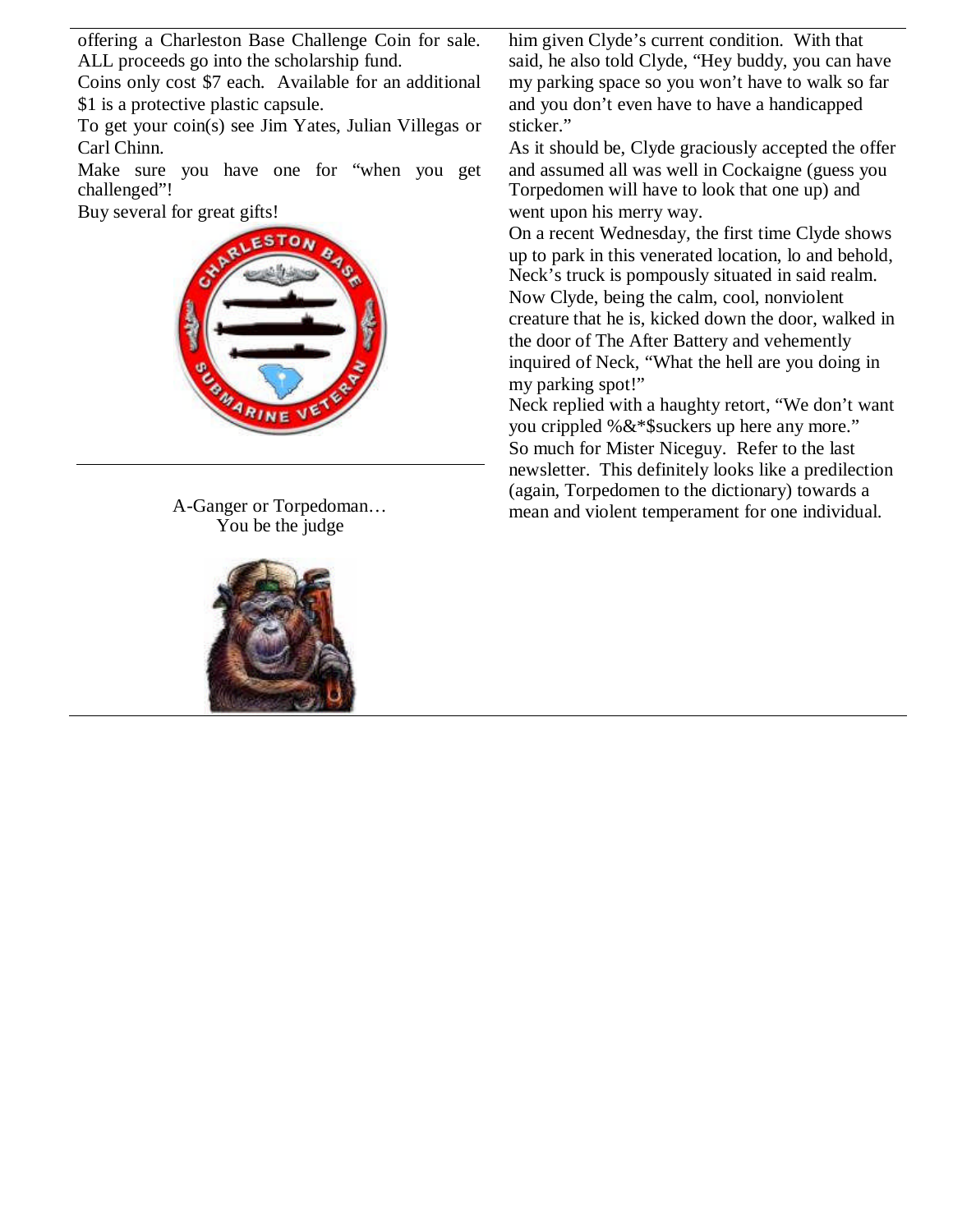offering a Charleston Base Challenge Coin for sale. ALL proceeds go into the scholarship fund.

Coins only cost $7 each. Available for an additional $1 is a protective plastic capsule.

To get your coin(s) see Jim Yates, Julian Villegas or Carl Chinn.

Make sure you have one for "when you get challenged"!

Buy several for great gifts!

A-Ganger or Torpedoman…
You be the judge

him given Clyde's current condition. With that said, he also told Clyde, "Hey buddy, you can have my parking space so you won't have to walk so far and you don't even have to have a handicapped sticker."

As it should be, Clyde graciously accepted the offer and assumed all was well in Cockaigne (guess you Torpedomen will have to look that one up) and went upon his merry way.

On a recent Wednesday, the first time Clyde shows up to park in this venerated location, lo and behold, Neck's truck is pompously situated in said realm. Now Clyde, being the calm, cool, nonviolent creature that he is, kicked down the door, walked in the door of The After Battery and vehemently inquired of Neck, "What the hell are you doing in my parking spot!"

Neck replied with a haughty retort, "We don't want you crippled %&*$suckers up here any more."

So much for Mister Niceguy. Refer to the last newsletter. This definitely looks like a predilection (again, Torpedomen to the dictionary) towards a mean and violent temperament for one individual.